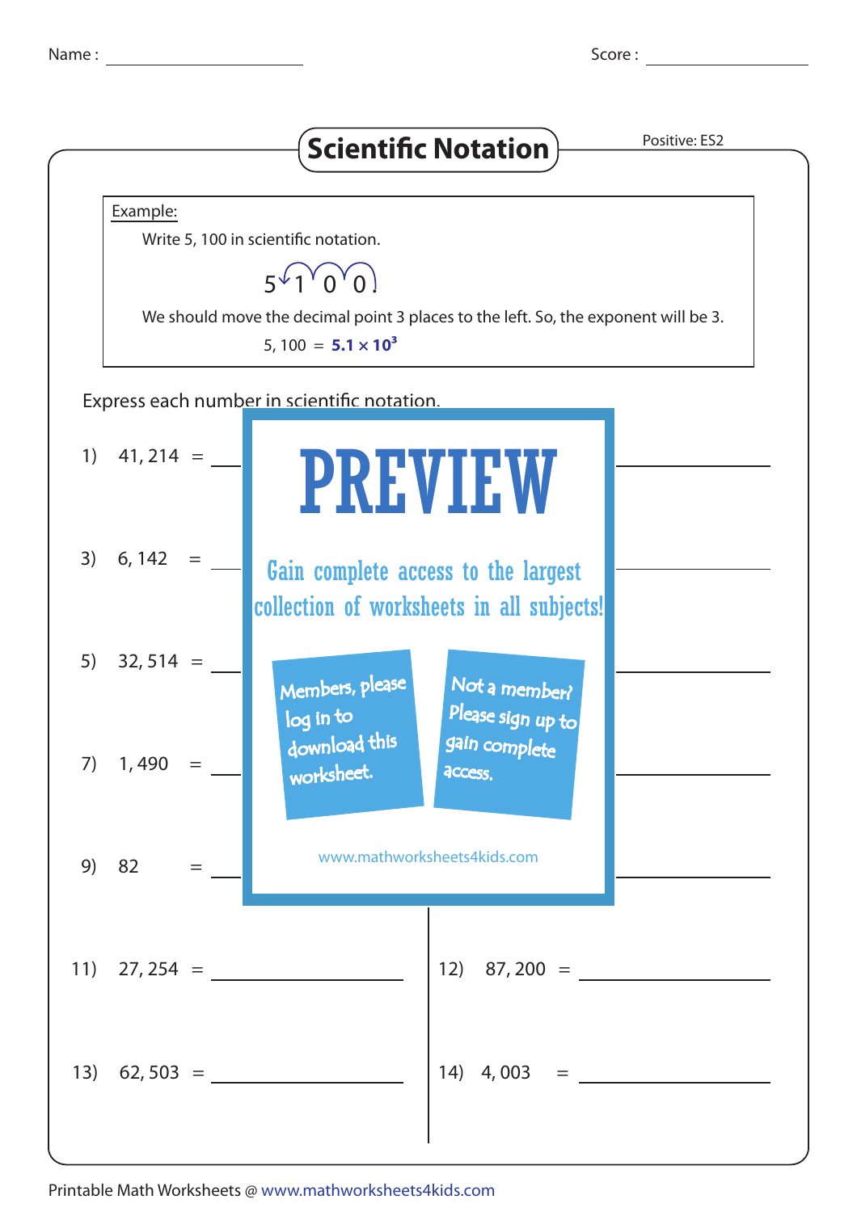Name : ____________________ Score : ____________________

# Scientific Notation

Positive: ES2

**Example:**

Write 5, 100 in scientific notation.

5 1 0 0

We should move the decimal point 3 places to the left. So, the exponent will be 3.

5, 100 = $\mathbf{5.1 \times 10^3}$

Express each number in scientific notation.

1) 41, 214 = ____________

3) 6, 142 = ____________

5) 32, 514 = ____________

7) 1, 490 = ____________

9) 82 = ____________

PREVIEW

Gain complete access to the largest collection of worksheets in all subjects!

Members, please log in to download this worksheet.

Not a member? Please sign up to gain complete access.

www.mathworksheets4kids.com

11) 27, 254 = ____________

12) 87, 200 = ____________

13) 62, 503 = ____________

14) 4, 003 = ____________

Printable Math Worksheets @ www.mathworksheets4kids.com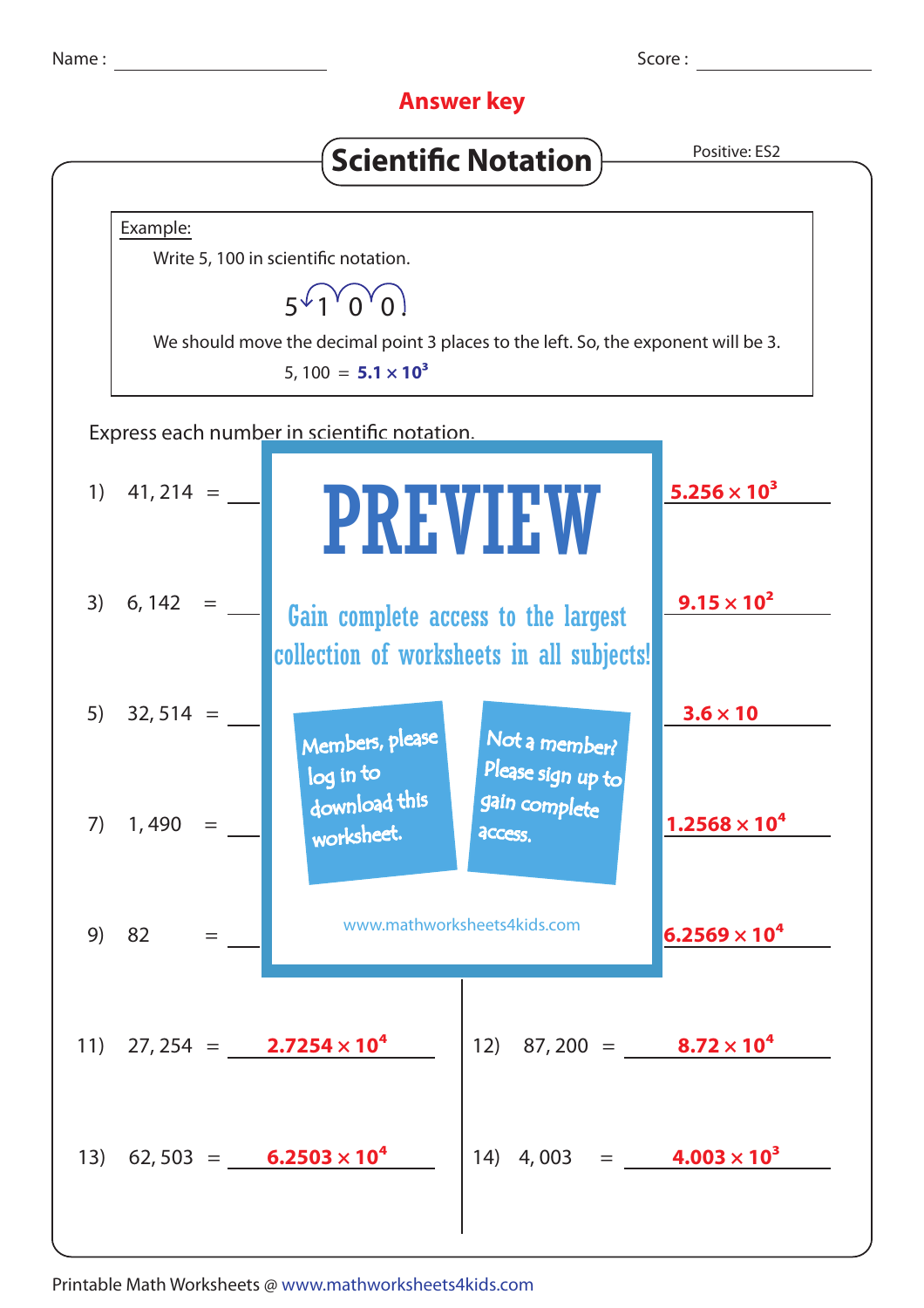Name : ____________ Score : ____________

**Answer key**

# Scientific Notation

Positive: ES2

Example:

Write 5, 100 in scientific notation.

5 1 0 0

We should move the decimal point 3 places to the left. So, the exponent will be 3.

5, 100 = $\mathbf{5.1 \times 10^3}$

Express each number in scientific notation.

1) 41, 214 = ____ &nbsp;&nbsp;&nbsp; $\mathbf{5.256 \times 10^3}$

3) 6, 142 = ____ &nbsp;&nbsp;&nbsp; $\mathbf{9.15 \times 10^2}$

5) 32, 514 = ____ &nbsp;&nbsp;&nbsp; $\mathbf{3.6 \times 10}$

7) 1, 490 = ____ &nbsp;&nbsp;&nbsp; $\mathbf{1.2568 \times 10^4}$

9) 82 = ____ &nbsp;&nbsp;&nbsp; $\mathbf{6.2569 \times 10^4}$

PREVIEW

Gain complete access to the largest collection of worksheets in all subjects!

Members, please log in to download this worksheet.

Not a member? Please sign up to gain complete access.

www.mathworksheets4kids.com

11) 27, 254 = $\mathbf{2.7254 \times 10^4}$

12) 87, 200 = $\mathbf{8.72 \times 10^4}$

13) 62, 503 = $\mathbf{6.2503 \times 10^4}$

14) 4, 003 = $\mathbf{4.003 \times 10^3}$

Printable Math Worksheets @ www.mathworksheets4kids.com